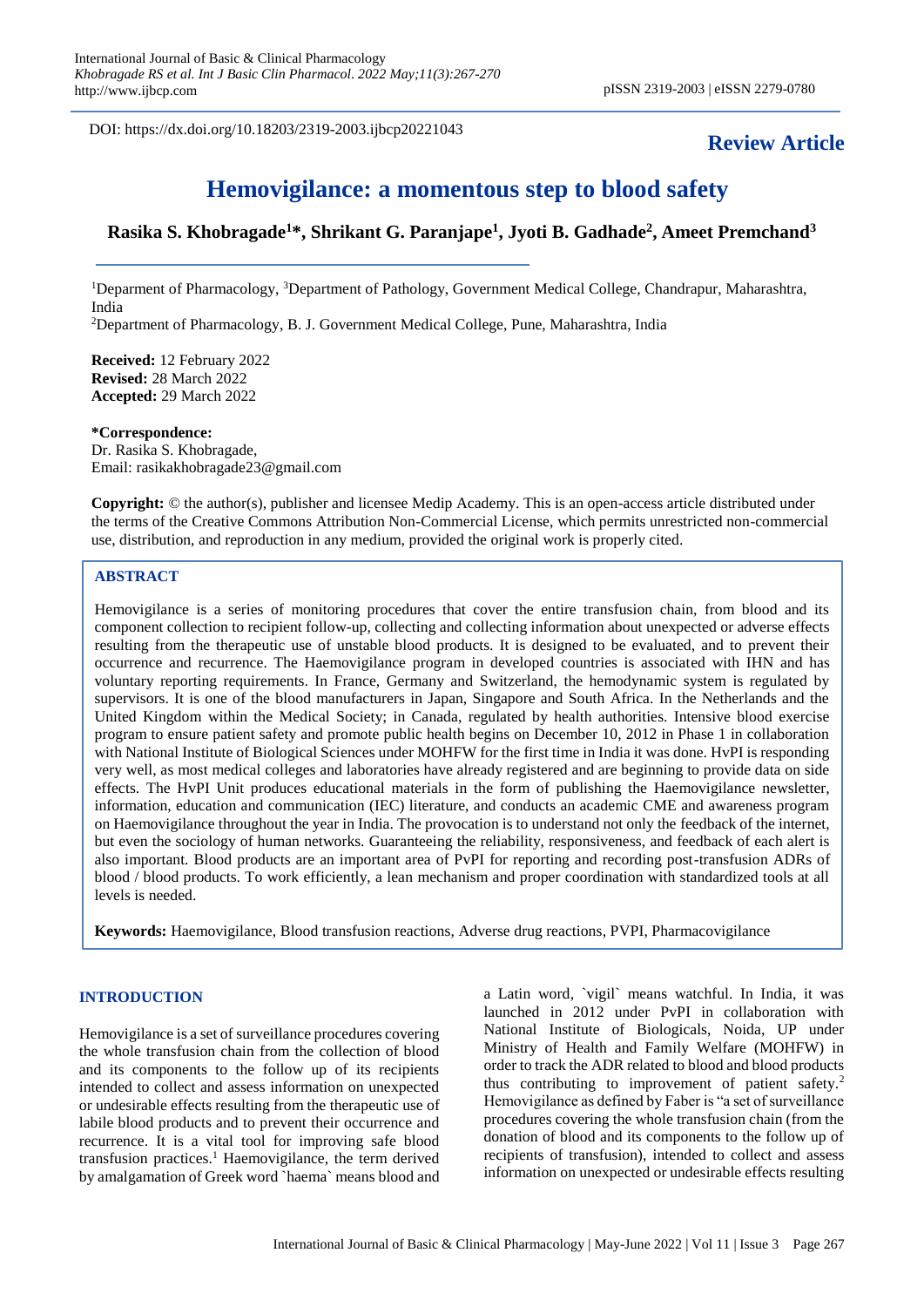DOI: https://dx.doi.org/10.18203/2319-2003.ijbcp20221043

**Review Article**

# Hemovigilance: a momentous step to blood safety

**Rasika S. Khobragade[1]\*, Shrikant G. Paranjape[1], Jyoti B. Gadhade[2], Ameet Premchand[3]**

[1]Deparment of Pharmacology, [3]Department of Pathology, Government Medical College, Chandrapur, Maharashtra, India

[2]Department of Pharmacology, B. J. Government Medical College, Pune, Maharashtra, India

**Received:** 12 February 2022
**Revised:** 28 March 2022
**Accepted:** 29 March 2022

**\*Correspondence:**
Dr. Rasika S. Khobragade,
Email: rasikakhobragade23@gmail.com

**Copyright:** © the author(s), publisher and licensee Medip Academy. This is an open-access article distributed under the terms of the Creative Commons Attribution Non-Commercial License, which permits unrestricted non-commercial use, distribution, and reproduction in any medium, provided the original work is properly cited.

## ABSTRACT

Hemovigilance is a series of monitoring procedures that cover the entire transfusion chain, from blood and its component collection to recipient follow-up, collecting and collecting information about unexpected or adverse effects resulting from the therapeutic use of unstable blood products. It is designed to be evaluated, and to prevent their occurrence and recurrence. The Haemovigilance program in developed countries is associated with IHN and has voluntary reporting requirements. In France, Germany and Switzerland, the hemodynamic system is regulated by supervisors. It is one of the blood manufacturers in Japan, Singapore and South Africa. In the Netherlands and the United Kingdom within the Medical Society; in Canada, regulated by health authorities. Intensive blood exercise program to ensure patient safety and promote public health begins on December 10, 2012 in Phase 1 in collaboration with National Institute of Biological Sciences under MOHFW for the first time in India it was done. HvPI is responding very well, as most medical colleges and laboratories have already registered and are beginning to provide data on side effects. The HvPI Unit produces educational materials in the form of publishing the Haemovigilance newsletter, information, education and communication (IEC) literature, and conducts an academic CME and awareness program on Haemovigilance throughout the year in India. The provocation is to understand not only the feedback of the internet, but even the sociology of human networks. Guaranteeing the reliability, responsiveness, and feedback of each alert is also important. Blood products are an important area of PvPI for reporting and recording post-transfusion ADRs of blood / blood products. To work efficiently, a lean mechanism and proper coordination with standardized tools at all levels is needed.

**Keywords:** Haemovigilance, Blood transfusion reactions, Adverse drug reactions, PVPI, Pharmacovigilance

## INTRODUCTION

Hemovigilance is a set of surveillance procedures covering the whole transfusion chain from the collection of blood and its components to the follow up of its recipients intended to collect and assess information on unexpected or undesirable effects resulting from the therapeutic use of labile blood products and to prevent their occurrence and recurrence. It is a vital tool for improving safe blood transfusion practices.[1] Haemovigilance, the term derived by amalgamation of Greek word `haema` means blood and a Latin word, `vigil` means watchful. In India, it was launched in 2012 under PvPI in collaboration with National Institute of Biologicals, Noida, UP under Ministry of Health and Family Welfare (MOHFW) in order to track the ADR related to blood and blood products thus contributing to improvement of patient safety.[2] Hemovigilance as defined by Faber is "a set of surveillance procedures covering the whole transfusion chain (from the donation of blood and its components to the follow up of recipients of transfusion), intended to collect and assess information on unexpected or undesirable effects resulting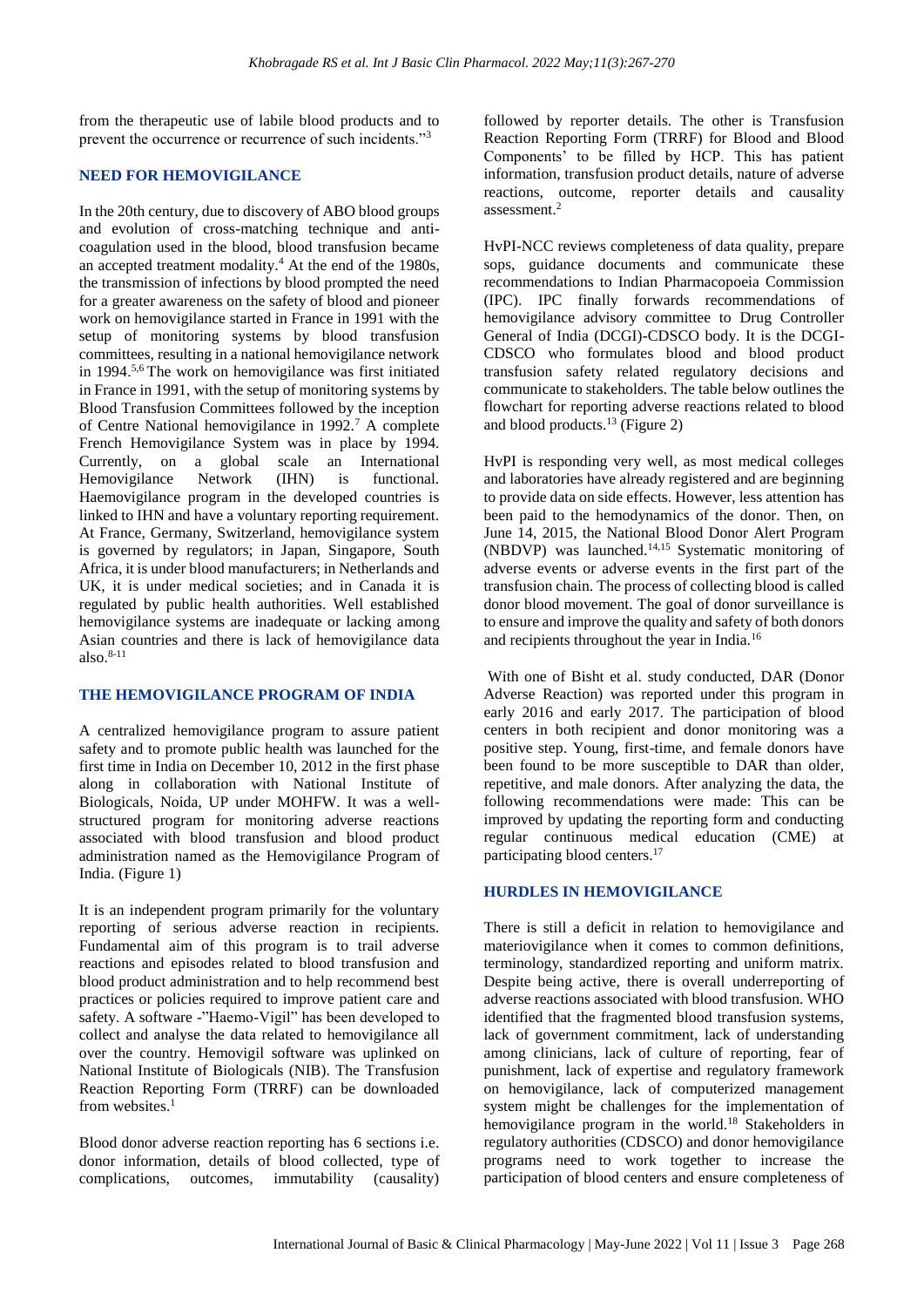from the therapeutic use of labile blood products and to prevent the occurrence or recurrence of such incidents."[3]

## NEED FOR HEMOVIGILANCE

In the 20th century, due to discovery of ABO blood groups and evolution of cross-matching technique and anti-coagulation used in the blood, blood transfusion became an accepted treatment modality.[4] At the end of the 1980s, the transmission of infections by blood prompted the need for a greater awareness on the safety of blood and pioneer work on hemovigilance started in France in 1991 with the setup of monitoring systems by blood transfusion committees, resulting in a national hemovigilance network in 1994.[5,6] The work on hemovigilance was first initiated in France in 1991, with the setup of monitoring systems by Blood Transfusion Committees followed by the inception of Centre National hemovigilance in 1992.[7] A complete French Hemovigilance System was in place by 1994. Currently, on a global scale an International Hemovigilance Network (IHN) is functional. Haemovigilance program in the developed countries is linked to IHN and have a voluntary reporting requirement. At France, Germany, Switzerland, hemovigilance system is governed by regulators; in Japan, Singapore, South Africa, it is under blood manufacturers; in Netherlands and UK, it is under medical societies; and in Canada it is regulated by public health authorities. Well established hemovigilance systems are inadequate or lacking among Asian countries and there is lack of hemovigilance data also.[8-11]

## THE HEMOVIGILANCE PROGRAM OF INDIA

A centralized hemovigilance program to assure patient safety and to promote public health was launched for the first time in India on December 10, 2012 in the first phase along in collaboration with National Institute of Biologicals, Noida, UP under MOHFW. It was a well-structured program for monitoring adverse reactions associated with blood transfusion and blood product administration named as the Hemovigilance Program of India. (Figure 1)

It is an independent program primarily for the voluntary reporting of serious adverse reaction in recipients. Fundamental aim of this program is to trail adverse reactions and episodes related to blood transfusion and blood product administration and to help recommend best practices or policies required to improve patient care and safety. A software -"Haemo-Vigil" has been developed to collect and analyse the data related to hemovigilance all over the country. Hemovigil software was uplinked on National Institute of Biologicals (NIB). The Transfusion Reaction Reporting Form (TRRF) can be downloaded from websites.[1]

Blood donor adverse reaction reporting has 6 sections i.e. donor information, details of blood collected, type of complications, outcomes, immutability (causality) followed by reporter details. The other is Transfusion Reaction Reporting Form (TRRF) for Blood and Blood Components' to be filled by HCP. This has patient information, transfusion product details, nature of adverse reactions, outcome, reporter details and causality assessment.[2]

HvPI-NCC reviews completeness of data quality, prepare sops, guidance documents and communicate these recommendations to Indian Pharmacopoeia Commission (IPC). IPC finally forwards recommendations of hemovigilance advisory committee to Drug Controller General of India (DCGI)-CDSCO body. It is the DCGI-CDSCO who formulates blood and blood product transfusion safety related regulatory decisions and communicate to stakeholders. The table below outlines the flowchart for reporting adverse reactions related to blood and blood products.[13] (Figure 2)

HvPI is responding very well, as most medical colleges and laboratories have already registered and are beginning to provide data on side effects. However, less attention has been paid to the hemodynamics of the donor. Then, on June 14, 2015, the National Blood Donor Alert Program (NBDVP) was launched.[14,15] Systematic monitoring of adverse events or adverse events in the first part of the transfusion chain. The process of collecting blood is called donor blood movement. The goal of donor surveillance is to ensure and improve the quality and safety of both donors and recipients throughout the year in India.[16]

With one of Bisht et al. study conducted, DAR (Donor Adverse Reaction) was reported under this program in early 2016 and early 2017. The participation of blood centers in both recipient and donor monitoring was a positive step. Young, first-time, and female donors have been found to be more susceptible to DAR than older, repetitive, and male donors. After analyzing the data, the following recommendations were made: This can be improved by updating the reporting form and conducting regular continuous medical education (CME) at participating blood centers.[17]

## HURDLES IN HEMOVIGILANCE

There is still a deficit in relation to hemovigilance and materiovigilance when it comes to common definitions, terminology, standardized reporting and uniform matrix. Despite being active, there is overall underreporting of adverse reactions associated with blood transfusion. WHO identified that the fragmented blood transfusion systems, lack of government commitment, lack of understanding among clinicians, lack of culture of reporting, fear of punishment, lack of expertise and regulatory framework on hemovigilance, lack of computerized management system might be challenges for the implementation of hemovigilance program in the world.[18] Stakeholders in regulatory authorities (CDSCO) and donor hemovigilance programs need to work together to increase the participation of blood centers and ensure completeness of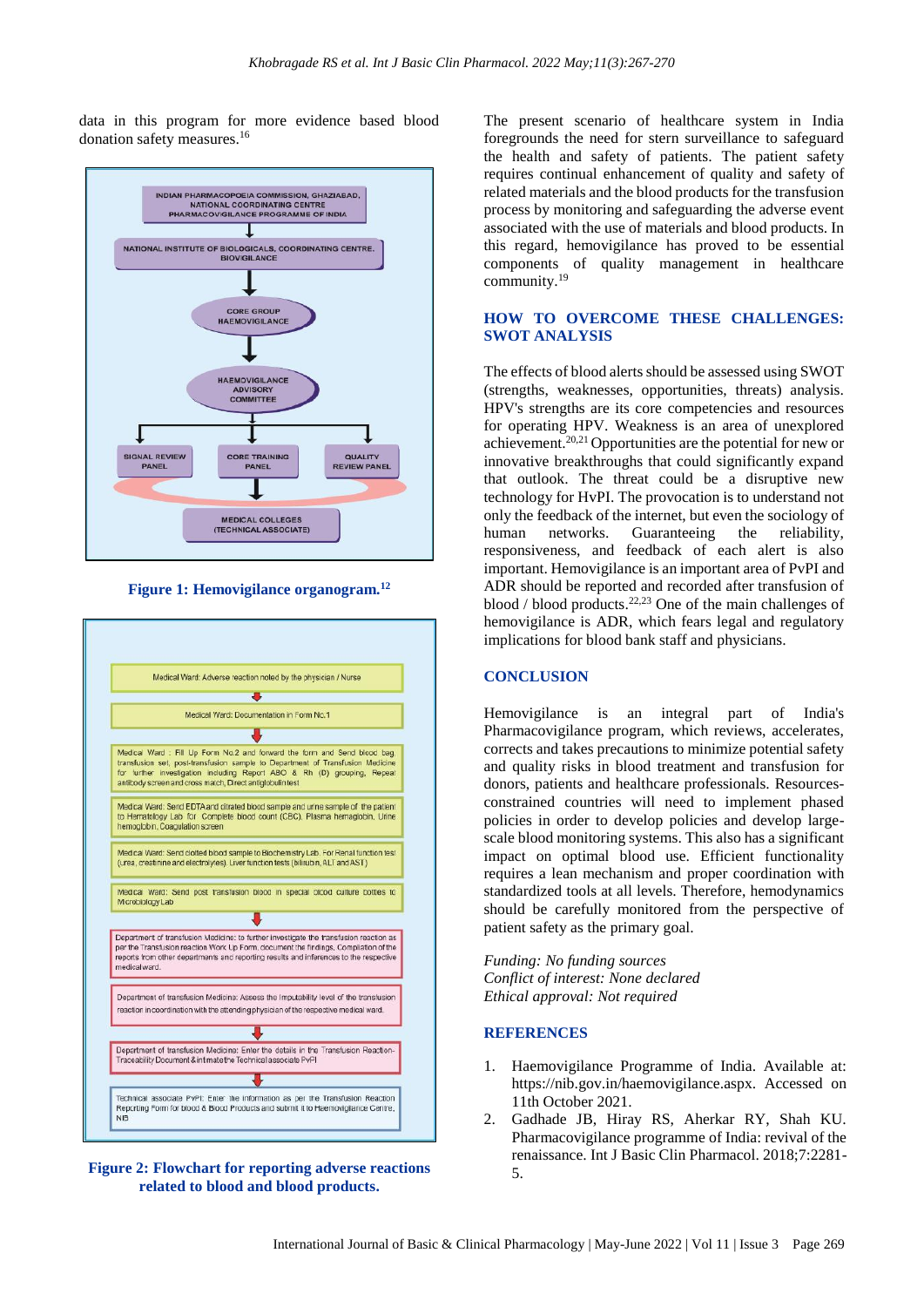data in this program for more evidence based blood donation safety measures.[16]

INDIAN PHARMACOPOEIA COMMISSION, GHAZIABAD, NATIONAL COORDINATING CENTRE PHARMACOVIGILANCE PROGRAMME OF INDIA

NATIONAL INSTITUTE OF BIOLOGICALS, COORDINATING CENTRE, BIOVIGILANCE

CORE GROUP HAEMOVIGILANCE

HAEMOVIGILANCE ADVISORY COMMITTEE

SIGNAL REVIEW PANEL | CORE TRAINING PANEL | QUALITY REVIEW PANEL

MEDICAL COLLEGES (TECHNICAL ASSOCIATE)

**Figure 1: Hemovigilance organogram.[12]**

Medical Ward: Adverse reaction noted by the physician / Nurse

Medical Ward: Documentation in Form No.1

Medical Ward : Fill Up Form No.2 and forward the form and Send blood bag, transfusion set, post-transfusion sample to Department of Transfusion Medicine for further investigation including Report ABO & Rh (D) grouping, Repeat antibody screen and cross match, Direct antiglobulin test

Medical Ward: Send EDTA and citrated blood sample and urine sample of the patient to Hematology Lab for Complete blood count (CBC), Plasma hemoglobin, Urine hemoglobin, Coagulation screen

Medical Ward: Send clotted blood sample to Biochemistry Lab. For Renal function test (urea, creatinine and electrolytes), Liver function tests (bilirubin, ALT and AST)

Medical Ward: Send post transfusion blood in special blood culture bottles to Microbiology Lab

Department of transfusion Medicine: to further investigate the transfusion reaction as per the Transfusion reaction Work Up Form, document the findings, Compilation of the reports from other departments and reporting results and inferences to the respective medical ward.

Department of transfusion Medicine: Assess the Imputability level of the transfusion reaction in coordination with the attending physician of the respective medical ward.

Department of transfusion Medicine: Enter the details in the Transfusion Reaction-Traceability Document & intimate the Technical associate PvPI

Technical associate PvPI: Enter the information as per the Transfusion Reaction Reporting Form for blood & Blood Products and submit it to Haemovigilance Centre, NIB

**Figure 2: Flowchart for reporting adverse reactions related to blood and blood products.**

The present scenario of healthcare system in India foregrounds the need for stern surveillance to safeguard the health and safety of patients. The patient safety requires continual enhancement of quality and safety of related materials and the blood products for the transfusion process by monitoring and safeguarding the adverse event associated with the use of materials and blood products. In this regard, hemovigilance has proved to be essential components of quality management in healthcare community.[19]

## HOW TO OVERCOME THESE CHALLENGES: SWOT ANALYSIS

The effects of blood alerts should be assessed using SWOT (strengths, weaknesses, opportunities, threats) analysis. HPV's strengths are its core competencies and resources for operating HPV. Weakness is an area of unexplored achievement.[20,21] Opportunities are the potential for new or innovative breakthroughs that could significantly expand that outlook. The threat could be a disruptive new technology for HvPI. The provocation is to understand not only the feedback of the internet, but even the sociology of human networks. Guaranteeing the reliability, responsiveness, and feedback of each alert is also important. Hemovigilance is an important area of PvPI and ADR should be reported and recorded after transfusion of blood / blood products.[22,23] One of the main challenges of hemovigilance is ADR, which fears legal and regulatory implications for blood bank staff and physicians.

## CONCLUSION

Hemovigilance is an integral part of India's Pharmacovigilance program, which reviews, accelerates, corrects and takes precautions to minimize potential safety and quality risks in blood treatment and transfusion for donors, patients and healthcare professionals. Resources-constrained countries will need to implement phased policies in order to develop policies and develop large-scale blood monitoring systems. This also has a significant impact on optimal blood use. Efficient functionality requires a lean mechanism and proper coordination with standardized tools at all levels. Therefore, hemodynamics should be carefully monitored from the perspective of patient safety as the primary goal.

*Funding: No funding sources*
*Conflict of interest: None declared*
*Ethical approval: Not required*

## REFERENCES

1. Haemovigilance Programme of India. Available at: https://nib.gov.in/haemovigilance.aspx. Accessed on 11th October 2021.
2. Gadhade JB, Hiray RS, Aherkar RY, Shah KU. Pharmacovigilance programme of India: revival of the renaissance. Int J Basic Clin Pharmacol. 2018;7:2281-5.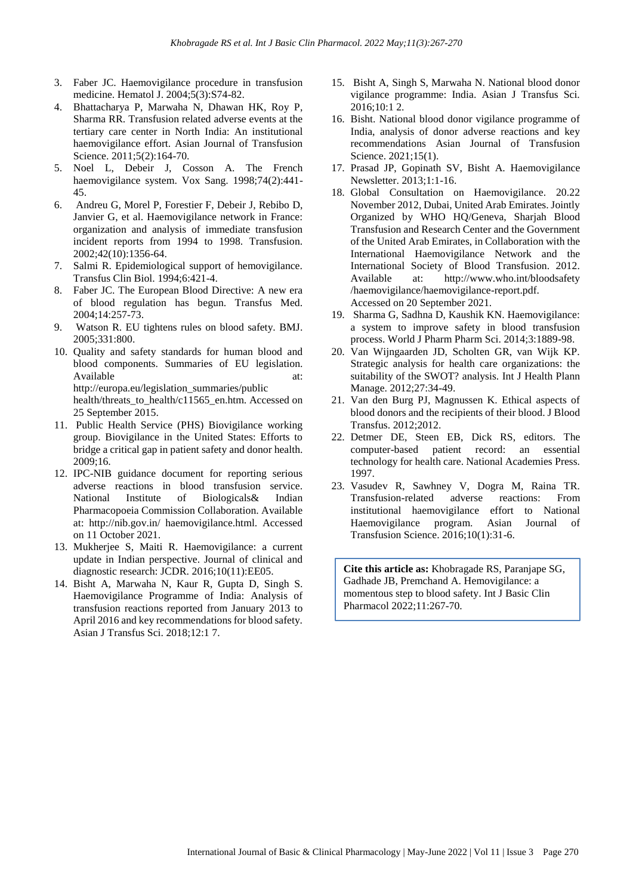3. Faber JC. Haemovigilance procedure in transfusion medicine. Hematol J. 2004;5(3):S74-82.
4. Bhattacharya P, Marwaha N, Dhawan HK, Roy P, Sharma RR. Transfusion related adverse events at the tertiary care center in North India: An institutional haemovigilance effort. Asian Journal of Transfusion Science. 2011;5(2):164-70.
5. Noel L, Debeir J, Cosson A. The French haemovigilance system. Vox Sang. 1998;74(2):441-45.
6. Andreu G, Morel P, Forestier F, Debeir J, Rebibo D, Janvier G, et al. Haemovigilance network in France: organization and analysis of immediate transfusion incident reports from 1994 to 1998. Transfusion. 2002;42(10):1356-64.
7. Salmi R. Epidemiological support of hemovigilance. Transfus Clin Biol. 1994;6:421-4.
8. Faber JC. The European Blood Directive: A new era of blood regulation has begun. Transfus Med. 2004;14:257-73.
9. Watson R. EU tightens rules on blood safety. BMJ. 2005;331:800.
10. Quality and safety standards for human blood and blood components. Summaries of EU legislation. Available at: http://europa.eu/legislation_summaries/public health/threats_to_health/c11565_en.htm. Accessed on 25 September 2015.
11. Public Health Service (PHS) Biovigilance working group. Biovigilance in the United States: Efforts to bridge a critical gap in patient safety and donor health. 2009;16.
12. IPC-NIB guidance document for reporting serious adverse reactions in blood transfusion service. National Institute of Biologicals& Indian Pharmacopoeia Commission Collaboration. Available at: http://nib.gov.in/ haemovigilance.html. Accessed on 11 October 2021.
13. Mukherjee S, Maiti R. Haemovigilance: a current update in Indian perspective. Journal of clinical and diagnostic research: JCDR. 2016;10(11):EE05.
14. Bisht A, Marwaha N, Kaur R, Gupta D, Singh S. Haemovigilance Programme of India: Analysis of transfusion reactions reported from January 2013 to April 2016 and key recommendations for blood safety. Asian J Transfus Sci. 2018;12:1 7.
15. Bisht A, Singh S, Marwaha N. National blood donor vigilance programme: India. Asian J Transfus Sci. 2016;10:1 2.
16. Bisht. National blood donor vigilance programme of India, analysis of donor adverse reactions and key recommendations Asian Journal of Transfusion Science. 2021;15(1).
17. Prasad JP, Gopinath SV, Bisht A. Haemovigilance Newsletter. 2013;1:1-16.
18. Global Consultation on Haemovigilance. 20.22 November 2012, Dubai, United Arab Emirates. Jointly Organized by WHO HQ/Geneva, Sharjah Blood Transfusion and Research Center and the Government of the United Arab Emirates, in Collaboration with the International Haemovigilance Network and the International Society of Blood Transfusion. 2012. Available at: http://www.who.int/bloodsafety /haemovigilance/haemovigilance-report.pdf. Accessed on 20 September 2021.
19. Sharma G, Sadhna D, Kaushik KN. Haemovigilance: a system to improve safety in blood transfusion process. World J Pharm Pharm Sci. 2014;3:1889-98.
20. Van Wijngaarden JD, Scholten GR, van Wijk KP. Strategic analysis for health care organizations: the suitability of the SWOT? analysis. Int J Health Plann Manage. 2012;27:34-49.
21. Van den Burg PJ, Magnussen K. Ethical aspects of blood donors and the recipients of their blood. J Blood Transfus. 2012;2012.
22. Detmer DE, Steen EB, Dick RS, editors. The computer-based patient record: an essential technology for health care. National Academies Press. 1997.
23. Vasudev R, Sawhney V, Dogra M, Raina TR. Transfusion-related adverse reactions: From institutional haemovigilance effort to National Haemovigilance program. Asian Journal of Transfusion Science. 2016;10(1):31-6.

**Cite this article as:** Khobragade RS, Paranjape SG, Gadhade JB, Premchand A. Hemovigilance: a momentous step to blood safety. Int J Basic Clin Pharmacol 2022;11:267-70.